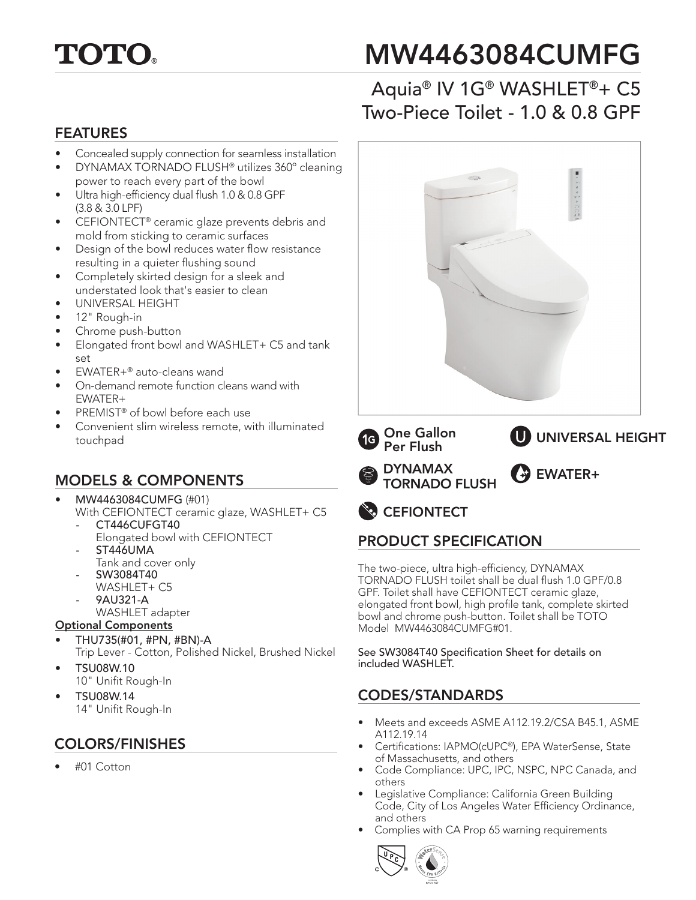# TOTO®

# MW4463084CUMFG

## Aquia® IV 1G® WASHLET®+ C5 Two-Piece Toilet - 1.0 & 0.8 GPF

## FEATURES

- Concealed supply connection for seamless installation
- DYNAMAX TORNADO FLUSH® utilizes 360° cleaning power to reach every part of the bowl
- Ultra high-efficiency dual flush 1.0 & 0.8 GPF (3.8 & 3.0 LPF)
- CEFIONTECT® ceramic glaze prevents debris and mold from sticking to ceramic surfaces
- Design of the bowl reduces water flow resistance resulting in a quieter flushing sound
- Completely skirted design for a sleek and understated look that's easier to clean
- UNIVERSAL HEIGHT
- 12" Rough-in
- Chrome push-button
- Elongated front bowl and WASHLET+ C5 and tank set
- EWATER+® auto-cleans wand
- On-demand remote function cleans wand with EWATER+
- PREMIST® of bowl before each use
- Convenient slim wireless remote, with illuminated touchpad

One Gallon Per Flush

UNIVERSAL HEIGHT

DYNAMAX TORNADO FLUSH

EWATER+

CEFIONTECT

## MODELS & COMPONENTS

- **MW4463084CUMFG** (#01)
  With CEFIONTECT ceramic glaze, WASHLET+ C5
  - **CT446CUFGT40**
    Elongated bowl with CEFIONTECT
  - **ST446UMA**
    Tank and cover only
  - **SW3084T40**
    WASHLET+ C5
  - **9AU321-A**
    WASHLET adapter

**Optional Components**

- **THU735(#01, #PN, #BN)-A**
  Trip Lever - Cotton, Polished Nickel, Brushed Nickel
- **TSU08W.10**
  10" Unifit Rough-In
- **TSU08W.14**
  14" Unifit Rough-In

## COLORS/FINISHES

- #01 Cotton

## PRODUCT SPECIFICATION

The two-piece, ultra high-efficiency, DYNAMAX TORNADO FLUSH toilet shall be dual flush 1.0 GPF/0.8 GPF. Toilet shall have CEFIONTECT ceramic glaze, elongated front bowl, high profile tank, complete skirted bowl and chrome push-button. Toilet shall be TOTO Model MW4463084CUMFG#01.

See SW3084T40 Specification Sheet for details on included WASHLET.

## CODES/STANDARDS

- Meets and exceeds ASME A112.19.2/CSA B45.1, ASME A112.19.14
- Certifications: IAPMO(cUPC®), EPA WaterSense, State of Massachusetts, and others
- Code Compliance: UPC, IPC, NSPC, NPC Canada, and others
- Legislative Compliance: California Green Building Code, City of Los Angeles Water Efficiency Ordinance, and others
- Complies with CA Prop 65 warning requirements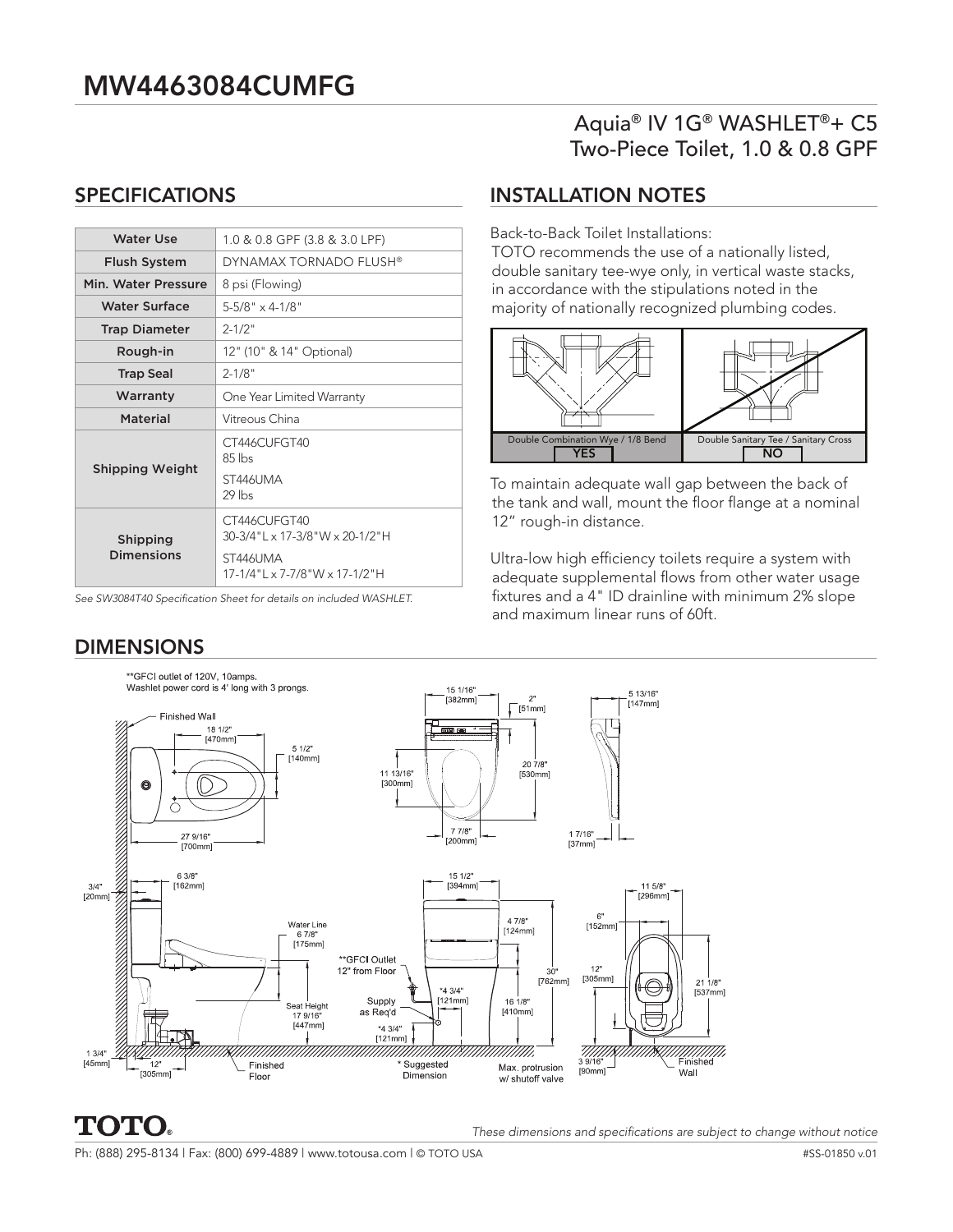# MW4463084CUMFG

Aquia® IV 1G® WASHLET®+ C5
Two-Piece Toilet, 1.0 & 0.8 GPF

## SPECIFICATIONS

| | |
|---|---|
| Water Use | 1.0 & 0.8 GPF (3.8 & 3.0 LPF) |
| Flush System | DYNAMAX TORNADO FLUSH® |
| Min. Water Pressure | 8 psi (Flowing) |
| Water Surface | 5-5/8" x 4-1/8" |
| Trap Diameter | 2-1/2" |
| Rough-in | 12" (10" & 14" Optional) |
| Trap Seal | 2-1/8" |
| Warranty | One Year Limited Warranty |
| Material | Vitreous China |
| Shipping Weight | CT446CUFGT40 85 lbs<br>ST446UMA 29 lbs |
| Shipping Dimensions | CT446CUFGT40 30-3/4"L x 17-3/8"W x 20-1/2"H<br>ST446UMA 17-1/4"L x 7-7/8"W x 17-1/2"H |

*See SW3084T40 Specification Sheet for details on included WASHLET.*

## INSTALLATION NOTES

Back-to-Back Toilet Installations:
TOTO recommends the use of a nationally listed, double sanitary tee-wye only, in vertical waste stacks, in accordance with the stipulations noted in the majority of nationally recognized plumbing codes.

Double Combination Wye / 1/8 Bend
YES

Double Sanitary Tee / Sanitary Cross
NO

To maintain adequate wall gap between the back of the tank and wall, mount the floor flange at a nominal 12" rough-in distance.

Ultra-low high efficiency toilets require a system with adequate supplemental flows from other water usage fixtures and a 4" ID drainline with minimum 2% slope and maximum linear runs of 60ft.

## DIMENSIONS

**GFCI outlet of 120V, 10amps.
Washlet power cord is 4' long with 3 prongs.

Finished Wall
18 1/2" [470mm]
5 1/2" [140mm]
27 9/16" [700mm]
15 1/16" [382mm]
2" [51mm]
11 13/16" [300mm]
20 7/8" [530mm]
7 7/8" [200mm]
5 13/16" [147mm]
1 7/16" [37mm]
3/4" [20mm]
6 3/8" [162mm]
Water Line 6 7/8" [175mm]
Seat Height 17 9/16" [447mm]
1 3/4" [45mm]
12" [305mm]
Finished Floor
15 1/2" [394mm]
4 7/8" [124mm]
**GFCI Outlet 12" from Floor
Supply as Req'd
*4 3/4" [121mm]
*4 3/4" [121mm]
30" [762mm]
16 1/8" [410mm]
* Suggested Dimension
Max. protrusion w/ shutoff valve
11 5/8" [296mm]
6" [152mm]
12" [305mm]
21 1/8" [537mm]
3 9/16" [90mm]
Finished Wall

*These dimensions and specifications are subject to change without notice*

TOTO®
Ph: (888) 295-8134 | Fax: (800) 699-4889 | www.totousa.com | © TOTO USA
#SS-01850 v.01